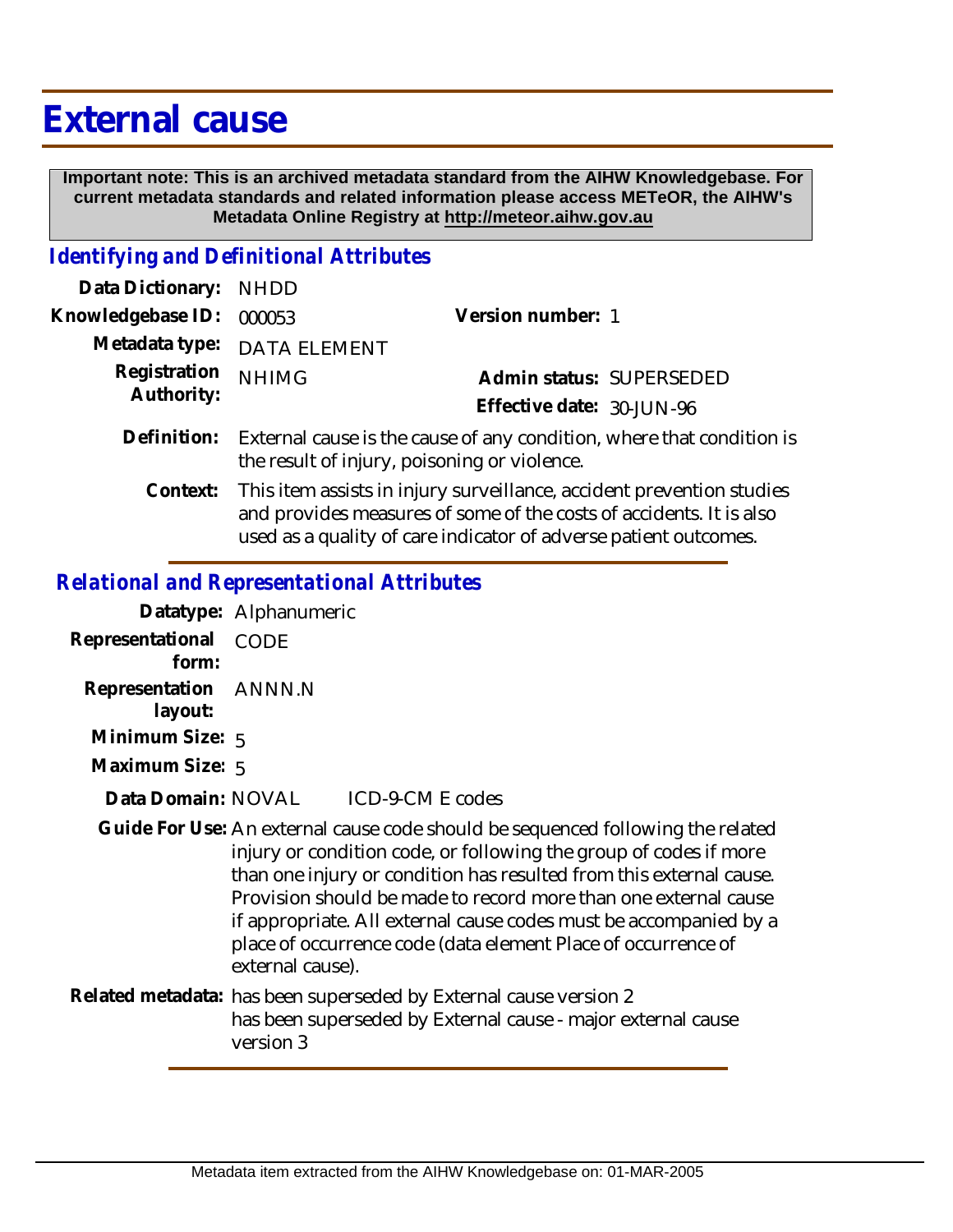# External cause

**Important note: This is an archived metadata standard from the AIHW Knowledgebase. For current metadata standards and related information please access METeOR, the AIHW's Metadata Online Registry at http://meteor.aihw.gov.au**

## *Identifying and Definitional Attributes*

| | | | |
|---|---|---|---|
| **Data Dictionary:** | NHDD | | |
| **Knowledgebase ID:** | 000053 | **Version number:** | 1 |
| **Metadata type:** | DATA ELEMENT | | |
| **Registration Authority:** | NHIMG | **Admin status:** | SUPERSEDED |
| | | **Effective date:** | 30-JUN-96 |

**Definition:** External cause is the cause of any condition, where that condition is the result of injury, poisoning or violence.

**Context:** This item assists in injury surveillance, accident prevention studies and provides measures of some of the costs of accidents. It is also used as a quality of care indicator of adverse patient outcomes.

## *Relational and Representational Attributes*

**Datatype:** Alphanumeric

**Representational form:** CODE

**Representation layout:** ANNN.N

**Minimum Size:** 5

**Maximum Size:** 5

**Data Domain:** NOVAL ICD-9-CM E codes

**Guide For Use:** An external cause code should be sequenced following the related injury or condition code, or following the group of codes if more than one injury or condition has resulted from this external cause. Provision should be made to record more than one external cause if appropriate. All external cause codes must be accompanied by a place of occurrence code (data element Place of occurrence of external cause).

**Related metadata:** has been superseded by External cause version 2
has been superseded by External cause - major external cause version 3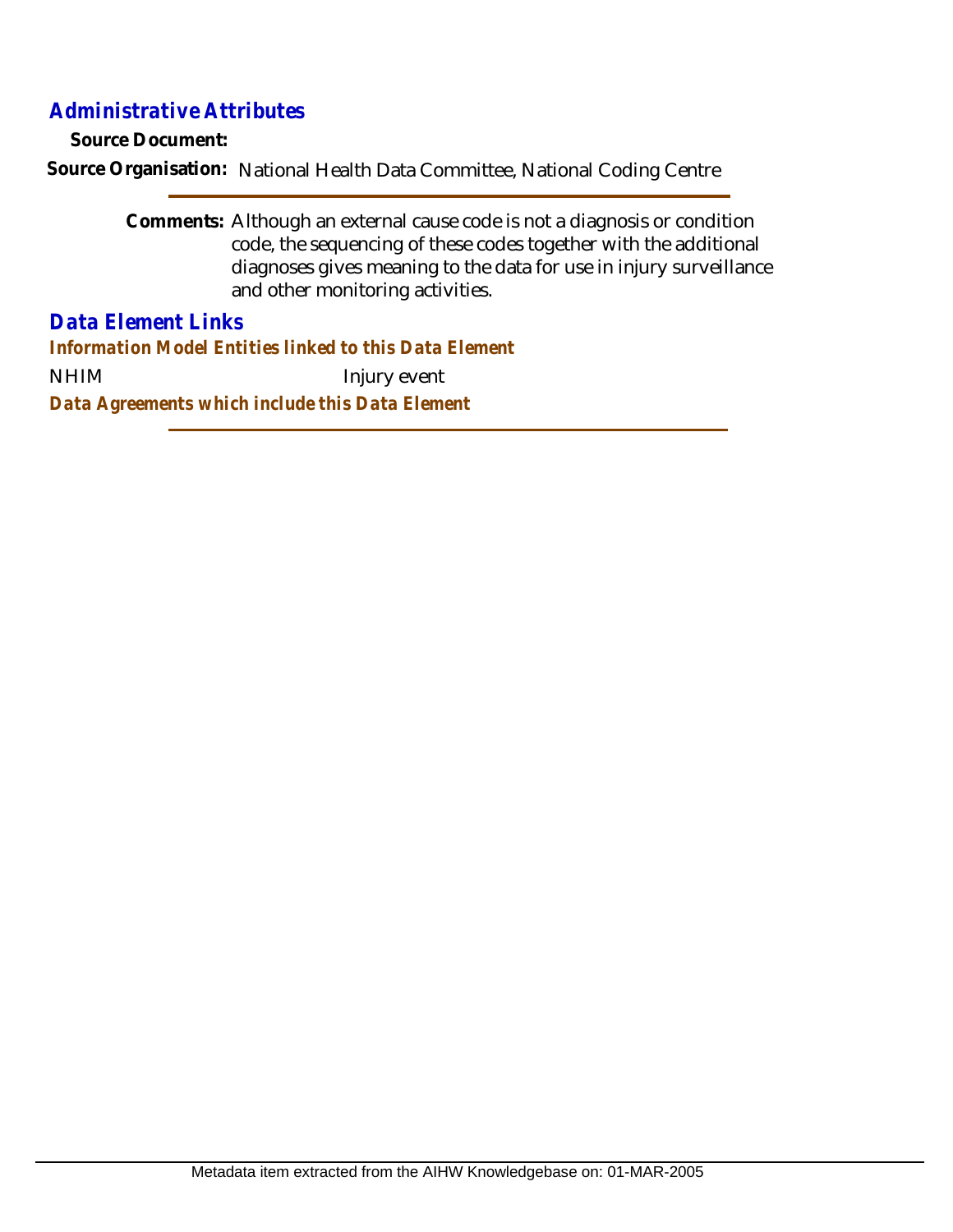## Administrative Attributes

**Source Document:**

**Source Organisation:** National Health Data Committee, National Coding Centre

---

**Comments:** Although an external cause code is not a diagnosis or condition code, the sequencing of these codes together with the additional diagnoses gives meaning to the data for use in injury surveillance and other monitoring activities.

## Data Element Links

### *Information Model Entities linked to this Data Element*

| | |
|---|---|
| NHIM | Injury event |

### *Data Agreements which include this Data Element*

---

Metadata item extracted from the AIHW Knowledgebase on: 01-MAR-2005